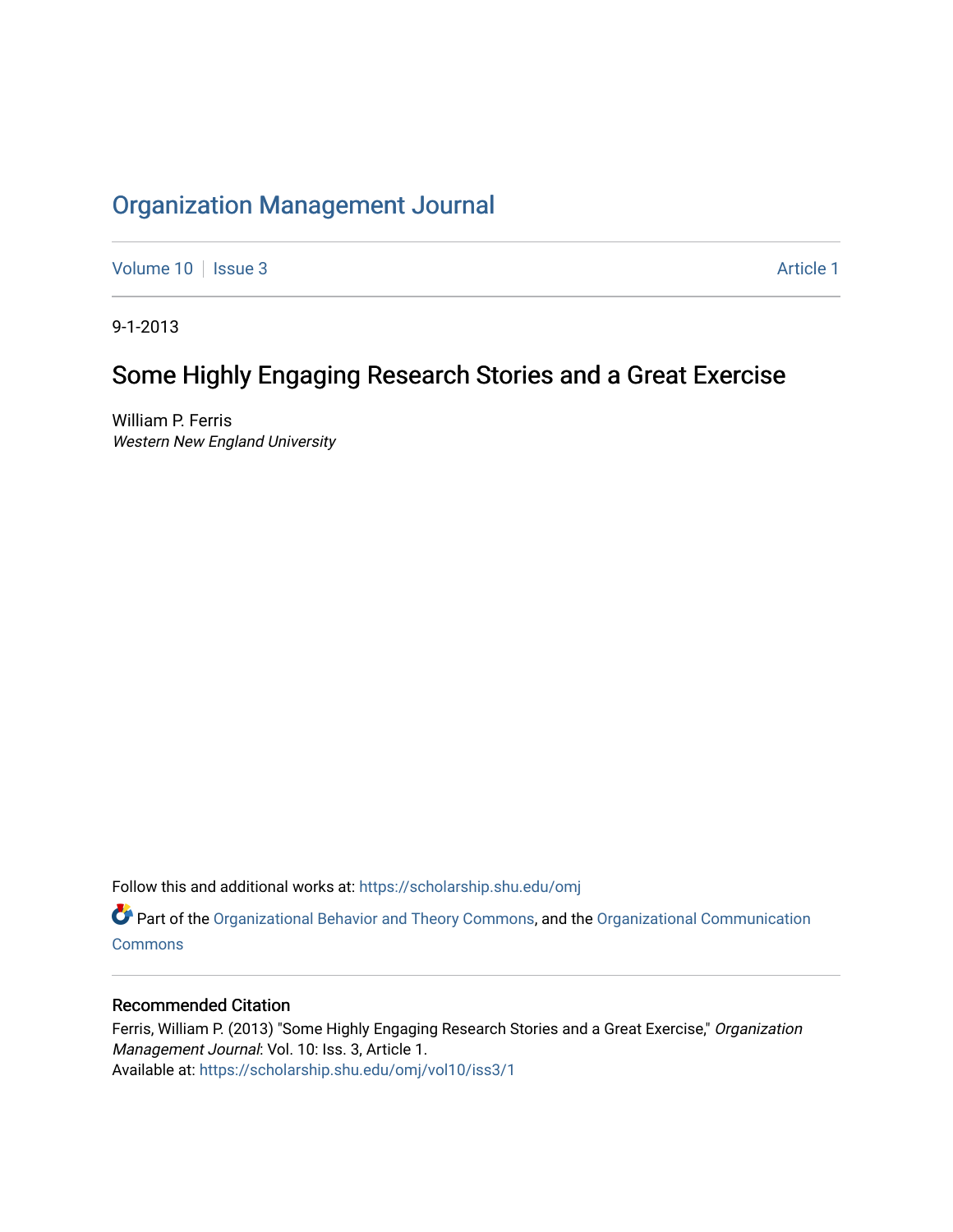# Organization Management Journal

Volume 10 | Issue 3 | Article 1

9-1-2013

## Some Highly Engaging Research Stories and a Great Exercise

William P. Ferris
*Western New England University*

Follow this and additional works at: https://scholarship.shu.edu/omj

Part of the Organizational Behavior and Theory Commons, and the Organizational Communication Commons

### Recommended Citation

Ferris, William P. (2013) "Some Highly Engaging Research Stories and a Great Exercise," *Organization Management Journal*: Vol. 10: Iss. 3, Article 1.
Available at: https://scholarship.shu.edu/omj/vol10/iss3/1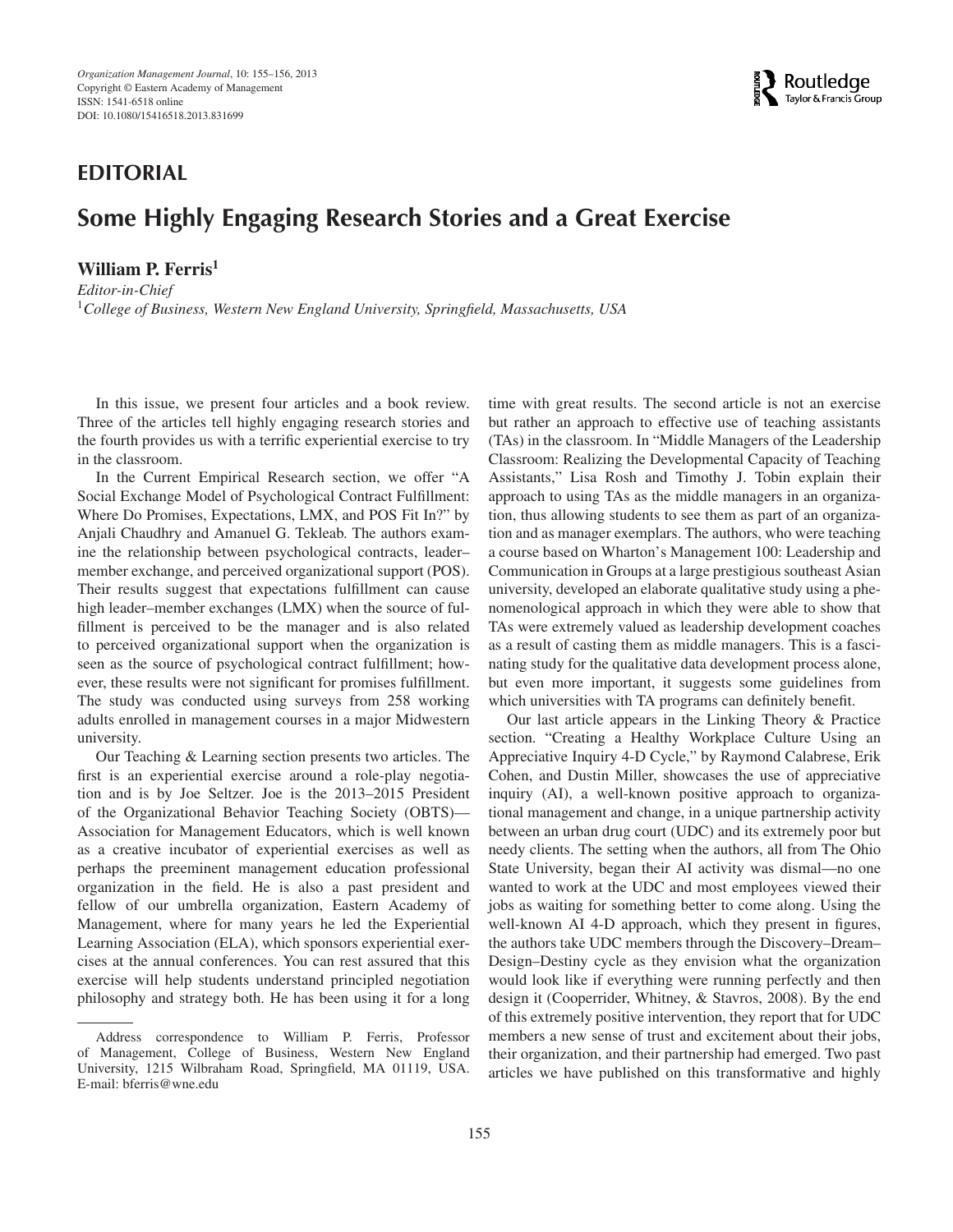## EDITORIAL

# Some Highly Engaging Research Stories and a Great Exercise

**William P. Ferris**[1]

*Editor-in-Chief*

[1]*College of Business, Western New England University, Springfield, Massachusetts, USA*

In this issue, we present four articles and a book review. Three of the articles tell highly engaging research stories and the fourth provides us with a terrific experiential exercise to try in the classroom.

In the Current Empirical Research section, we offer "A Social Exchange Model of Psychological Contract Fulfillment: Where Do Promises, Expectations, LMX, and POS Fit In?" by Anjali Chaudhry and Amanuel G. Tekleab. The authors examine the relationship between psychological contracts, leader–member exchange, and perceived organizational support (POS). Their results suggest that expectations fulfillment can cause high leader–member exchanges (LMX) when the source of fulfillment is perceived to be the manager and is also related to perceived organizational support when the organization is seen as the source of psychological contract fulfillment; however, these results were not significant for promises fulfillment. The study was conducted using surveys from 258 working adults enrolled in management courses in a major Midwestern university.

Our Teaching & Learning section presents two articles. The first is an experiential exercise around a role-play negotiation and is by Joe Seltzer. Joe is the 2013–2015 President of the Organizational Behavior Teaching Society (OBTS)—Association for Management Educators, which is well known as a creative incubator of experiential exercises as well as perhaps the preeminent management education professional organization in the field. He is also a past president and fellow of our umbrella organization, Eastern Academy of Management, where for many years he led the Experiential Learning Association (ELA), which sponsors experiential exercises at the annual conferences. You can rest assured that this exercise will help students understand principled negotiation philosophy and strategy both. He has been using it for a long time with great results. The second article is not an exercise but rather an approach to effective use of teaching assistants (TAs) in the classroom. In "Middle Managers of the Leadership Classroom: Realizing the Developmental Capacity of Teaching Assistants," Lisa Rosh and Timothy J. Tobin explain their approach to using TAs as the middle managers in an organization, thus allowing students to see them as part of an organization and as manager exemplars. The authors, who were teaching a course based on Wharton's Management 100: Leadership and Communication in Groups at a large prestigious southeast Asian university, developed an elaborate qualitative study using a phenomenological approach in which they were able to show that TAs were extremely valued as leadership development coaches as a result of casting them as middle managers. This is a fascinating study for the qualitative data development process alone, but even more important, it suggests some guidelines from which universities with TA programs can definitely benefit.

Our last article appears in the Linking Theory & Practice section. "Creating a Healthy Workplace Culture Using an Appreciative Inquiry 4-D Cycle," by Raymond Calabrese, Erik Cohen, and Dustin Miller, showcases the use of appreciative inquiry (AI), a well-known positive approach to organizational management and change, in a unique partnership activity between an urban drug court (UDC) and its extremely poor but needy clients. The setting when the authors, all from The Ohio State University, began their AI activity was dismal—no one wanted to work at the UDC and most employees viewed their jobs as waiting for something better to come along. Using the well-known AI 4-D approach, which they present in figures, the authors take UDC members through the Discovery–Dream–Design–Destiny cycle as they envision what the organization would look like if everything were running perfectly and then design it (Cooperrider, Whitney, & Stavros, 2008). By the end of this extremely positive intervention, they report that for UDC members a new sense of trust and excitement about their jobs, their organization, and their partnership had emerged. Two past articles we have published on this transformative and highly

---

Address correspondence to William P. Ferris, Professor of Management, College of Business, Western New England University, 1215 Wilbraham Road, Springfield, MA 01119, USA. E-mail: bferris@wne.edu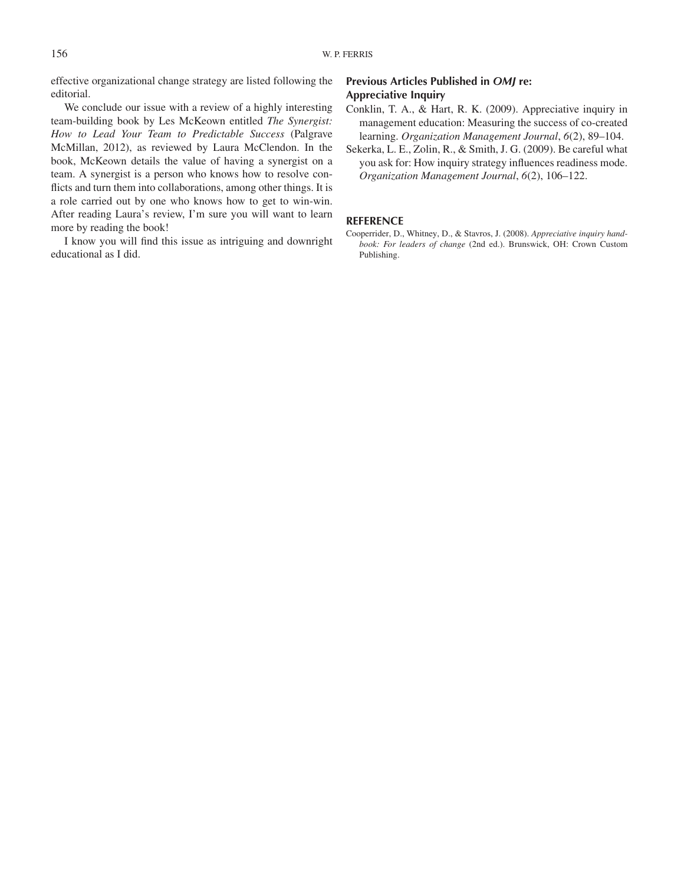effective organizational change strategy are listed following the editorial.

We conclude our issue with a review of a highly interesting team-building book by Les McKeown entitled *The Synergist: How to Lead Your Team to Predictable Success* (Palgrave McMillan, 2012), as reviewed by Laura McClendon. In the book, McKeown details the value of having a synergist on a team. A synergist is a person who knows how to resolve conflicts and turn them into collaborations, among other things. It is a role carried out by one who knows how to get to win-win. After reading Laura's review, I'm sure you will want to learn more by reading the book!

I know you will find this issue as intriguing and downright educational as I did.

## Previous Articles Published in *OMJ* re: Appreciative Inquiry

Conklin, T. A., & Hart, R. K. (2009). Appreciative inquiry in management education: Measuring the success of co-created learning. *Organization Management Journal*, *6*(2), 89–104.

Sekerka, L. E., Zolin, R., & Smith, J. G. (2009). Be careful what you ask for: How inquiry strategy influences readiness mode. *Organization Management Journal*, *6*(2), 106–122.

## REFERENCE

Cooperrider, D., Whitney, D., & Stavros, J. (2008). *Appreciative inquiry handbook: For leaders of change* (2nd ed.). Brunswick, OH: Crown Custom Publishing.